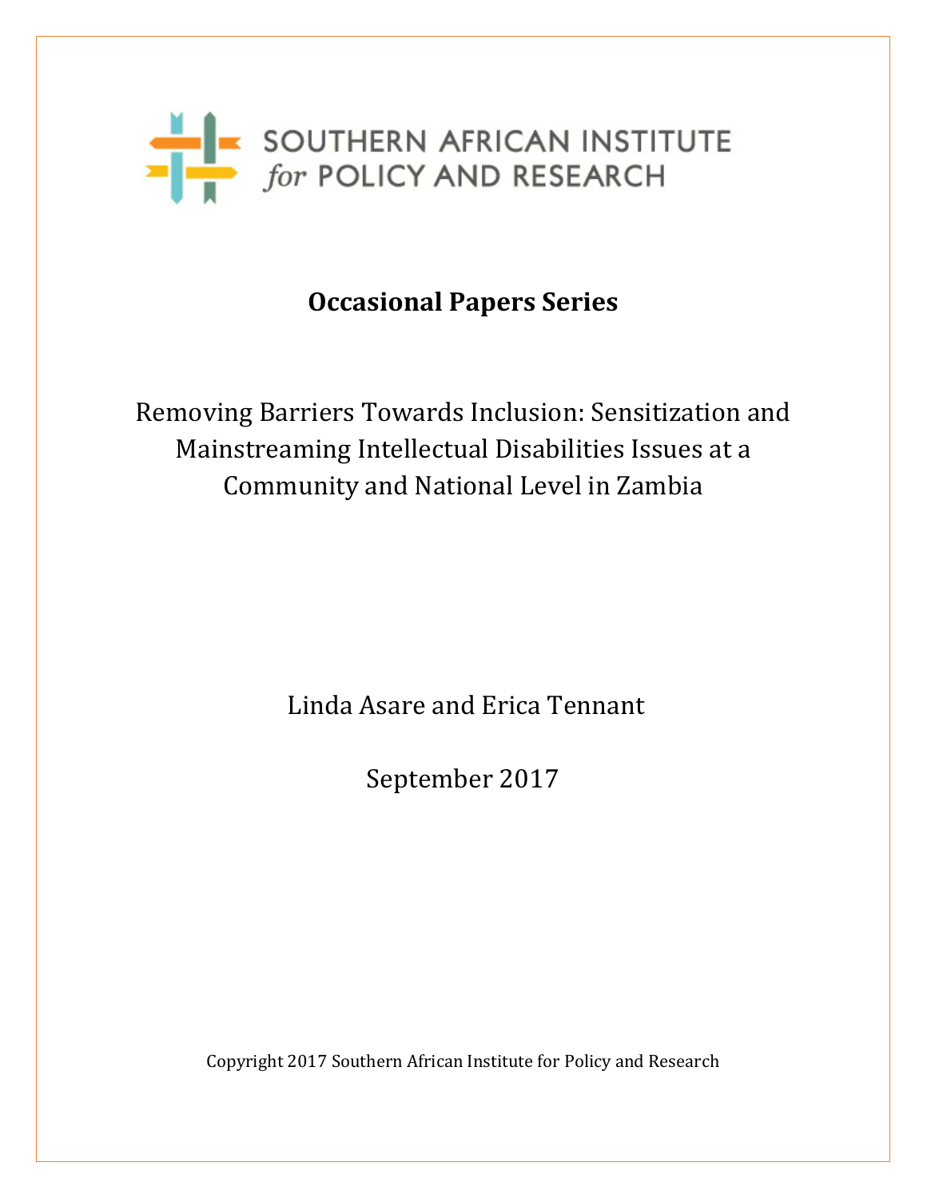SOUTHERN AFRICAN INSTITUTE *for* POLICY AND RESEARCH

**Occasional Papers Series**

# Removing Barriers Towards Inclusion: Sensitization and Mainstreaming Intellectual Disabilities Issues at a Community and National Level in Zambia

Linda Asare and Erica Tennant

September 2017

Copyright 2017 Southern African Institute for Policy and Research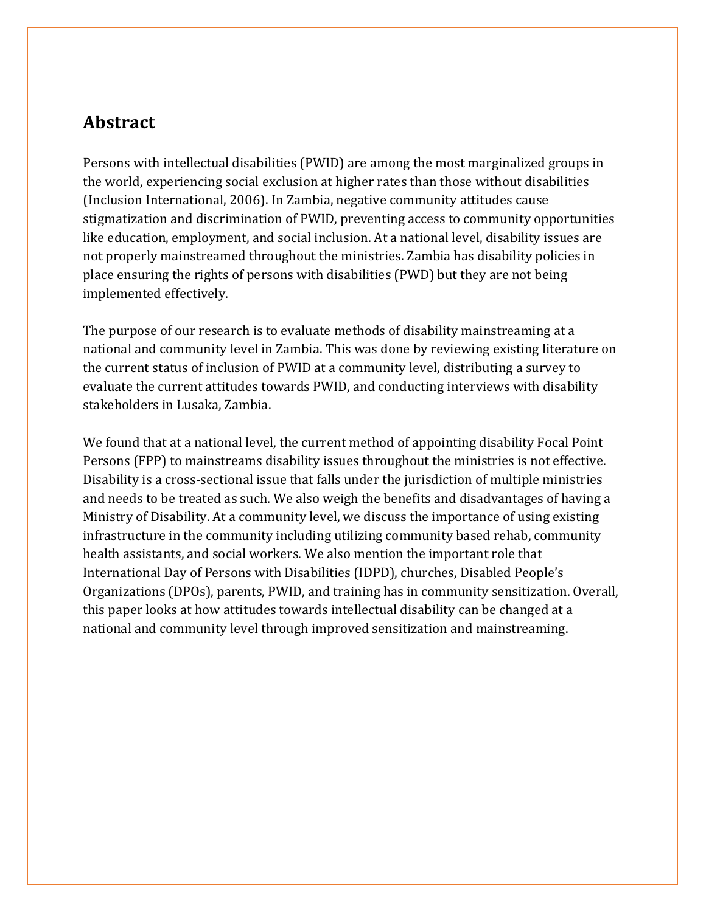## Abstract

Persons with intellectual disabilities (PWID) are among the most marginalized groups in the world, experiencing social exclusion at higher rates than those without disabilities (Inclusion International, 2006). In Zambia, negative community attitudes cause stigmatization and discrimination of PWID, preventing access to community opportunities like education, employment, and social inclusion. At a national level, disability issues are not properly mainstreamed throughout the ministries. Zambia has disability policies in place ensuring the rights of persons with disabilities (PWD) but they are not being implemented effectively.

The purpose of our research is to evaluate methods of disability mainstreaming at a national and community level in Zambia. This was done by reviewing existing literature on the current status of inclusion of PWID at a community level, distributing a survey to evaluate the current attitudes towards PWID, and conducting interviews with disability stakeholders in Lusaka, Zambia.

We found that at a national level, the current method of appointing disability Focal Point Persons (FPP) to mainstreams disability issues throughout the ministries is not effective. Disability is a cross-sectional issue that falls under the jurisdiction of multiple ministries and needs to be treated as such. We also weigh the benefits and disadvantages of having a Ministry of Disability. At a community level, we discuss the importance of using existing infrastructure in the community including utilizing community based rehab, community health assistants, and social workers. We also mention the important role that International Day of Persons with Disabilities (IDPD), churches, Disabled People's Organizations (DPOs), parents, PWID, and training has in community sensitization. Overall, this paper looks at how attitudes towards intellectual disability can be changed at a national and community level through improved sensitization and mainstreaming.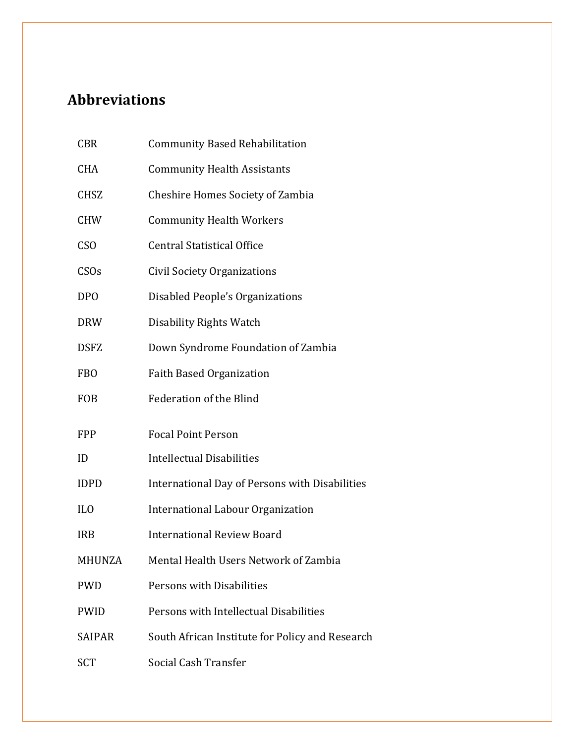## Abbreviations

| | |
|---|---|
| CBR | Community Based Rehabilitation |
| CHA | Community Health Assistants |
| CHSZ | Cheshire Homes Society of Zambia |
| CHW | Community Health Workers |
| CSO | Central Statistical Office |
| CSOs | Civil Society Organizations |
| DPO | Disabled People's Organizations |
| DRW | Disability Rights Watch |
| DSFZ | Down Syndrome Foundation of Zambia |
| FBO | Faith Based Organization |
| FOB | Federation of the Blind |
| FPP | Focal Point Person |
| ID | Intellectual Disabilities |
| IDPD | International Day of Persons with Disabilities |
| ILO | International Labour Organization |
| IRB | International Review Board |
| MHUNZA | Mental Health Users Network of Zambia |
| PWD | Persons with Disabilities |
| PWID | Persons with Intellectual Disabilities |
| SAIPAR | South African Institute for Policy and Research |
| SCT | Social Cash Transfer |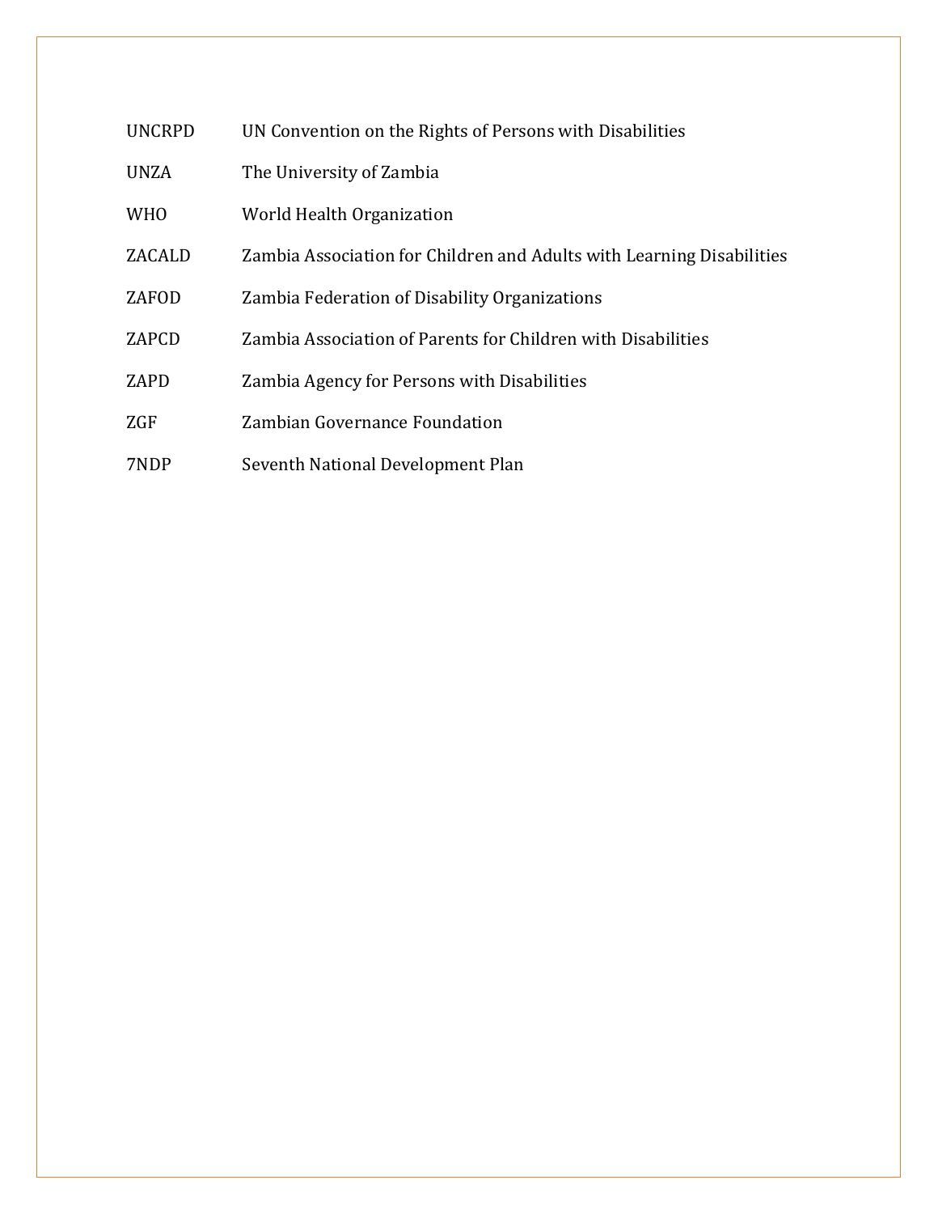| | |
|---|---|
| UNCRPD | UN Convention on the Rights of Persons with Disabilities |
| UNZA | The University of Zambia |
| WHO | World Health Organization |
| ZACALD | Zambia Association for Children and Adults with Learning Disabilities |
| ZAFOD | Zambia Federation of Disability Organizations |
| ZAPCD | Zambia Association of Parents for Children with Disabilities |
| ZAPD | Zambia Agency for Persons with Disabilities |
| ZGF | Zambian Governance Foundation |
| 7NDP | Seventh National Development Plan |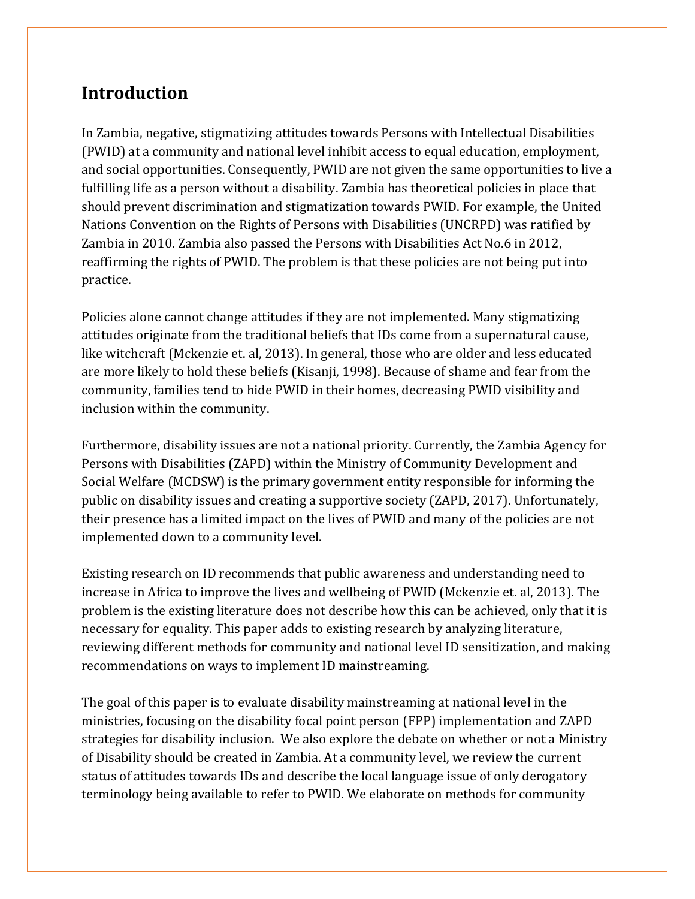## Introduction

In Zambia, negative, stigmatizing attitudes towards Persons with Intellectual Disabilities (PWID) at a community and national level inhibit access to equal education, employment, and social opportunities. Consequently, PWID are not given the same opportunities to live a fulfilling life as a person without a disability. Zambia has theoretical policies in place that should prevent discrimination and stigmatization towards PWID. For example, the United Nations Convention on the Rights of Persons with Disabilities (UNCRPD) was ratified by Zambia in 2010. Zambia also passed the Persons with Disabilities Act No.6 in 2012, reaffirming the rights of PWID. The problem is that these policies are not being put into practice.

Policies alone cannot change attitudes if they are not implemented. Many stigmatizing attitudes originate from the traditional beliefs that IDs come from a supernatural cause, like witchcraft (Mckenzie et. al, 2013). In general, those who are older and less educated are more likely to hold these beliefs (Kisanji, 1998). Because of shame and fear from the community, families tend to hide PWID in their homes, decreasing PWID visibility and inclusion within the community.

Furthermore, disability issues are not a national priority. Currently, the Zambia Agency for Persons with Disabilities (ZAPD) within the Ministry of Community Development and Social Welfare (MCDSW) is the primary government entity responsible for informing the public on disability issues and creating a supportive society (ZAPD, 2017). Unfortunately, their presence has a limited impact on the lives of PWID and many of the policies are not implemented down to a community level.

Existing research on ID recommends that public awareness and understanding need to increase in Africa to improve the lives and wellbeing of PWID (Mckenzie et. al, 2013). The problem is the existing literature does not describe how this can be achieved, only that it is necessary for equality. This paper adds to existing research by analyzing literature, reviewing different methods for community and national level ID sensitization, and making recommendations on ways to implement ID mainstreaming.

The goal of this paper is to evaluate disability mainstreaming at national level in the ministries, focusing on the disability focal point person (FPP) implementation and ZAPD strategies for disability inclusion. We also explore the debate on whether or not a Ministry of Disability should be created in Zambia. At a community level, we review the current status of attitudes towards IDs and describe the local language issue of only derogatory terminology being available to refer to PWID. We elaborate on methods for community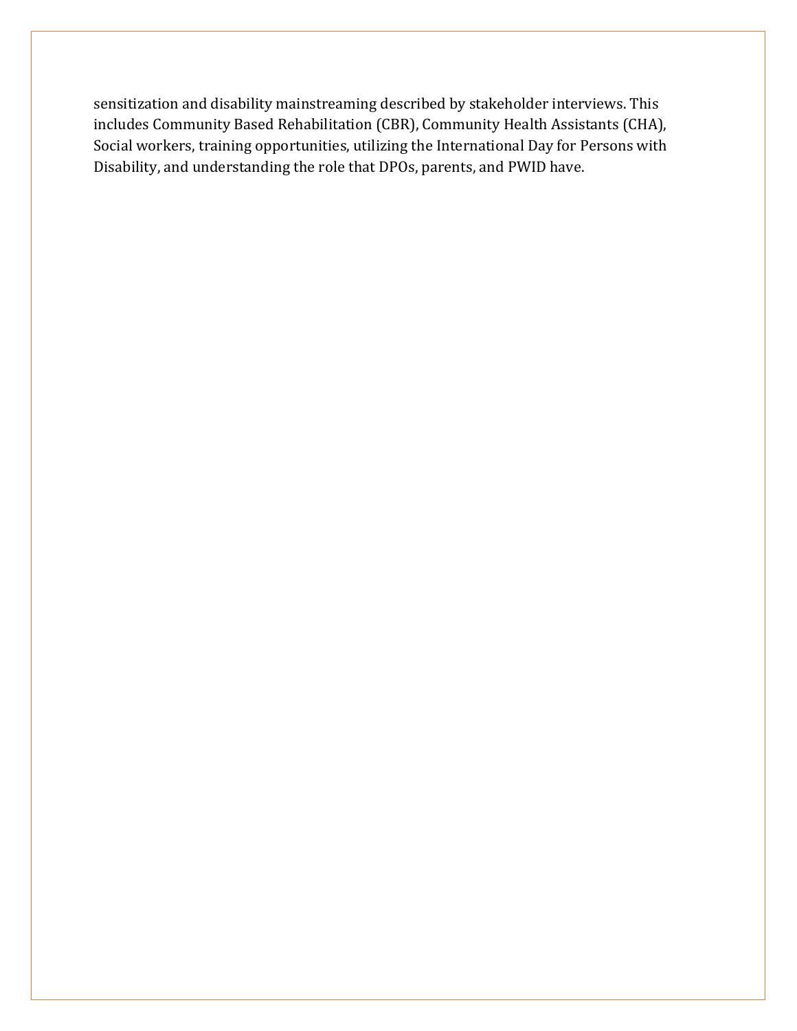sensitization and disability mainstreaming described by stakeholder interviews. This includes Community Based Rehabilitation (CBR), Community Health Assistants (CHA), Social workers, training opportunities, utilizing the International Day for Persons with Disability, and understanding the role that DPOs, parents, and PWID have.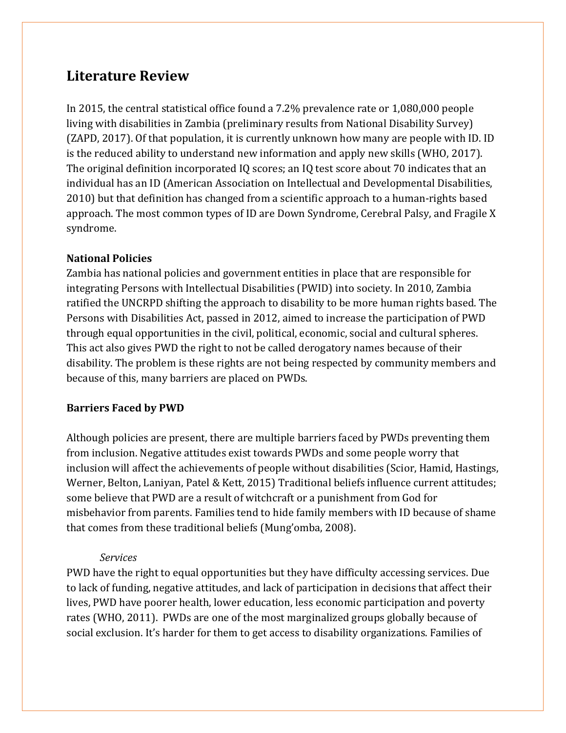## Literature Review

In 2015, the central statistical office found a 7.2% prevalence rate or 1,080,000 people living with disabilities in Zambia (preliminary results from National Disability Survey) (ZAPD, 2017). Of that population, it is currently unknown how many are people with ID. ID is the reduced ability to understand new information and apply new skills (WHO, 2017). The original definition incorporated IQ scores; an IQ test score about 70 indicates that an individual has an ID (American Association on Intellectual and Developmental Disabilities, 2010) but that definition has changed from a scientific approach to a human-rights based approach. The most common types of ID are Down Syndrome, Cerebral Palsy, and Fragile X syndrome.

### National Policies

Zambia has national policies and government entities in place that are responsible for integrating Persons with Intellectual Disabilities (PWID) into society. In 2010, Zambia ratified the UNCRPD shifting the approach to disability to be more human rights based. The Persons with Disabilities Act, passed in 2012, aimed to increase the participation of PWD through equal opportunities in the civil, political, economic, social and cultural spheres. This act also gives PWD the right to not be called derogatory names because of their disability. The problem is these rights are not being respected by community members and because of this, many barriers are placed on PWDs.

### Barriers Faced by PWD

Although policies are present, there are multiple barriers faced by PWDs preventing them from inclusion. Negative attitudes exist towards PWDs and some people worry that inclusion will affect the achievements of people without disabilities (Scior, Hamid, Hastings, Werner, Belton, Laniyan, Patel & Kett, 2015) Traditional beliefs influence current attitudes; some believe that PWD are a result of witchcraft or a punishment from God for misbehavior from parents. Families tend to hide family members with ID because of shame that comes from these traditional beliefs (Mung'omba, 2008).

#### *Services*

PWD have the right to equal opportunities but they have difficulty accessing services. Due to lack of funding, negative attitudes, and lack of participation in decisions that affect their lives, PWD have poorer health, lower education, less economic participation and poverty rates (WHO, 2011). PWDs are one of the most marginalized groups globally because of social exclusion. It's harder for them to get access to disability organizations. Families of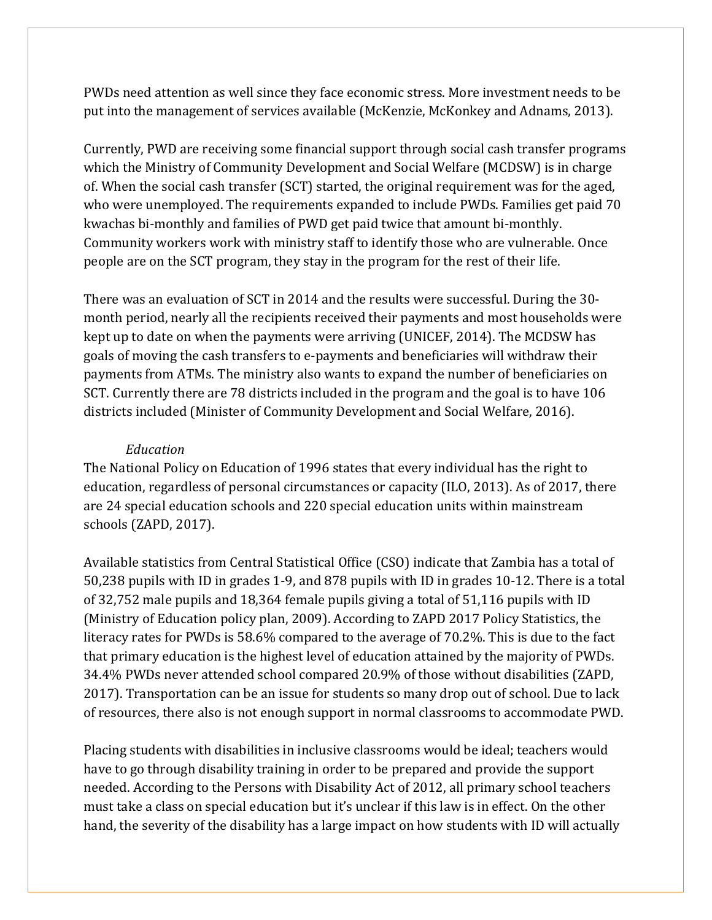PWDs need attention as well since they face economic stress. More investment needs to be put into the management of services available (McKenzie, McKonkey and Adnams, 2013).

Currently, PWD are receiving some financial support through social cash transfer programs which the Ministry of Community Development and Social Welfare (MCDSW) is in charge of. When the social cash transfer (SCT) started, the original requirement was for the aged, who were unemployed. The requirements expanded to include PWDs. Families get paid 70 kwachas bi-monthly and families of PWD get paid twice that amount bi-monthly. Community workers work with ministry staff to identify those who are vulnerable. Once people are on the SCT program, they stay in the program for the rest of their life.

There was an evaluation of SCT in 2014 and the results were successful. During the 30-month period, nearly all the recipients received their payments and most households were kept up to date on when the payments were arriving (UNICEF, 2014). The MCDSW has goals of moving the cash transfers to e-payments and beneficiaries will withdraw their payments from ATMs. The ministry also wants to expand the number of beneficiaries on SCT. Currently there are 78 districts included in the program and the goal is to have 106 districts included (Minister of Community Development and Social Welfare, 2016).

*Education*

The National Policy on Education of 1996 states that every individual has the right to education, regardless of personal circumstances or capacity (ILO, 2013). As of 2017, there are 24 special education schools and 220 special education units within mainstream schools (ZAPD, 2017).

Available statistics from Central Statistical Office (CSO) indicate that Zambia has a total of 50,238 pupils with ID in grades 1-9, and 878 pupils with ID in grades 10-12. There is a total of 32,752 male pupils and 18,364 female pupils giving a total of 51,116 pupils with ID (Ministry of Education policy plan, 2009). According to ZAPD 2017 Policy Statistics, the literacy rates for PWDs is 58.6% compared to the average of 70.2%. This is due to the fact that primary education is the highest level of education attained by the majority of PWDs. 34.4% PWDs never attended school compared 20.9% of those without disabilities (ZAPD, 2017). Transportation can be an issue for students so many drop out of school. Due to lack of resources, there also is not enough support in normal classrooms to accommodate PWD.

Placing students with disabilities in inclusive classrooms would be ideal; teachers would have to go through disability training in order to be prepared and provide the support needed. According to the Persons with Disability Act of 2012, all primary school teachers must take a class on special education but it's unclear if this law is in effect. On the other hand, the severity of the disability has a large impact on how students with ID will actually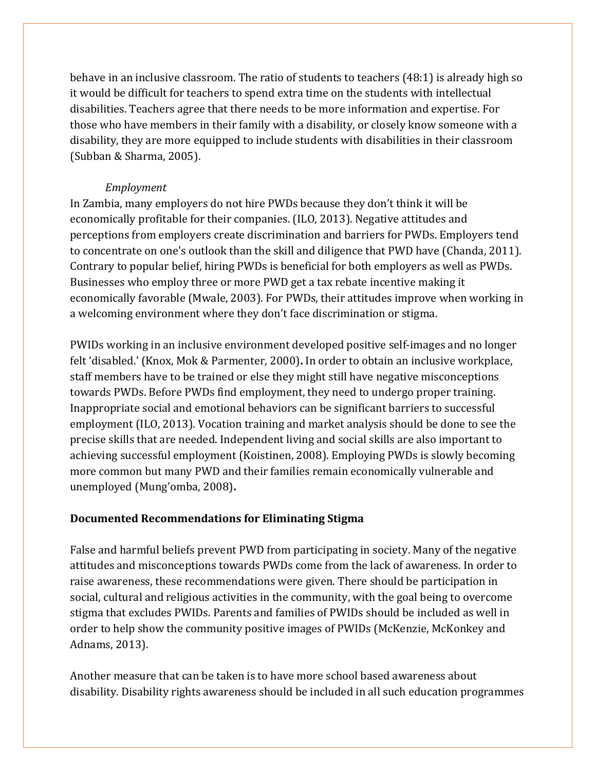behave in an inclusive classroom. The ratio of students to teachers (48:1) is already high so it would be difficult for teachers to spend extra time on the students with intellectual disabilities. Teachers agree that there needs to be more information and expertise. For those who have members in their family with a disability, or closely know someone with a disability, they are more equipped to include students with disabilities in their classroom (Subban & Sharma, 2005).

*Employment*

In Zambia, many employers do not hire PWDs because they don't think it will be economically profitable for their companies. (ILO, 2013). Negative attitudes and perceptions from employers create discrimination and barriers for PWDs. Employers tend to concentrate on one's outlook than the skill and diligence that PWD have (Chanda, 2011). Contrary to popular belief, hiring PWDs is beneficial for both employers as well as PWDs. Businesses who employ three or more PWD get a tax rebate incentive making it economically favorable (Mwale, 2003). For PWDs, their attitudes improve when working in a welcoming environment where they don't face discrimination or stigma.

PWIDs working in an inclusive environment developed positive self-images and no longer felt 'disabled.' (Knox, Mok & Parmenter, 2000)**.** In order to obtain an inclusive workplace, staff members have to be trained or else they might still have negative misconceptions towards PWDs. Before PWDs find employment, they need to undergo proper training. Inappropriate social and emotional behaviors can be significant barriers to successful employment (ILO, 2013). Vocation training and market analysis should be done to see the precise skills that are needed. Independent living and social skills are also important to achieving successful employment (Koistinen, 2008). Employing PWDs is slowly becoming more common but many PWD and their families remain economically vulnerable and unemployed (Mung'omba, 2008)**.**

**Documented Recommendations for Eliminating Stigma**

False and harmful beliefs prevent PWD from participating in society. Many of the negative attitudes and misconceptions towards PWDs come from the lack of awareness. In order to raise awareness, these recommendations were given. There should be participation in social, cultural and religious activities in the community, with the goal being to overcome stigma that excludes PWIDs. Parents and families of PWIDs should be included as well in order to help show the community positive images of PWIDs (McKenzie, McKonkey and Adnams, 2013).

Another measure that can be taken is to have more school based awareness about disability. Disability rights awareness should be included in all such education programmes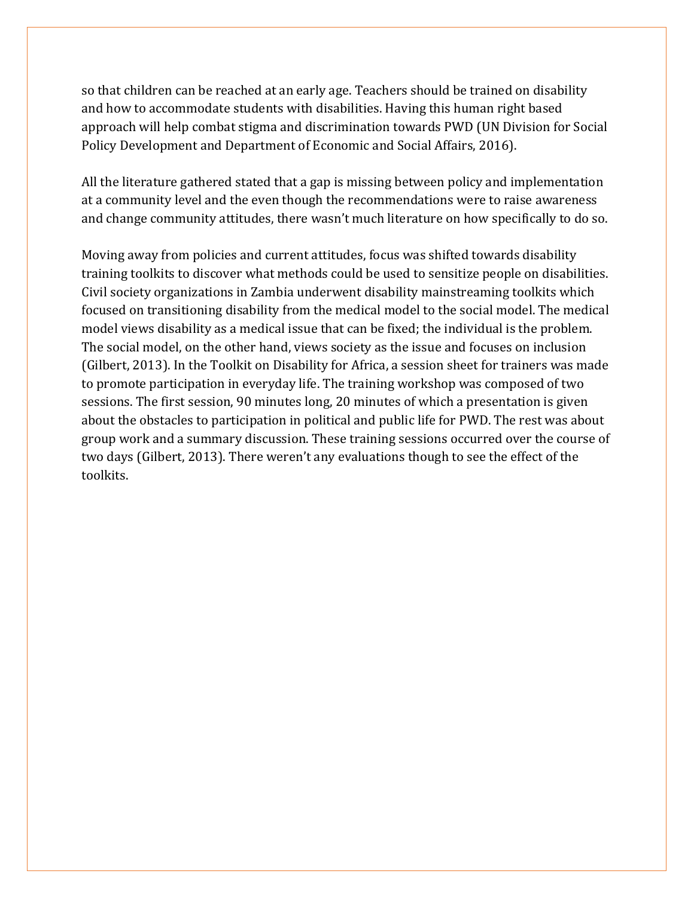so that children can be reached at an early age. Teachers should be trained on disability and how to accommodate students with disabilities. Having this human right based approach will help combat stigma and discrimination towards PWD (UN Division for Social Policy Development and Department of Economic and Social Affairs, 2016).

All the literature gathered stated that a gap is missing between policy and implementation at a community level and the even though the recommendations were to raise awareness and change community attitudes, there wasn't much literature on how specifically to do so.

Moving away from policies and current attitudes, focus was shifted towards disability training toolkits to discover what methods could be used to sensitize people on disabilities. Civil society organizations in Zambia underwent disability mainstreaming toolkits which focused on transitioning disability from the medical model to the social model. The medical model views disability as a medical issue that can be fixed; the individual is the problem. The social model, on the other hand, views society as the issue and focuses on inclusion (Gilbert, 2013). In the Toolkit on Disability for Africa, a session sheet for trainers was made to promote participation in everyday life. The training workshop was composed of two sessions. The first session, 90 minutes long, 20 minutes of which a presentation is given about the obstacles to participation in political and public life for PWD. The rest was about group work and a summary discussion. These training sessions occurred over the course of two days (Gilbert, 2013). There weren't any evaluations though to see the effect of the toolkits.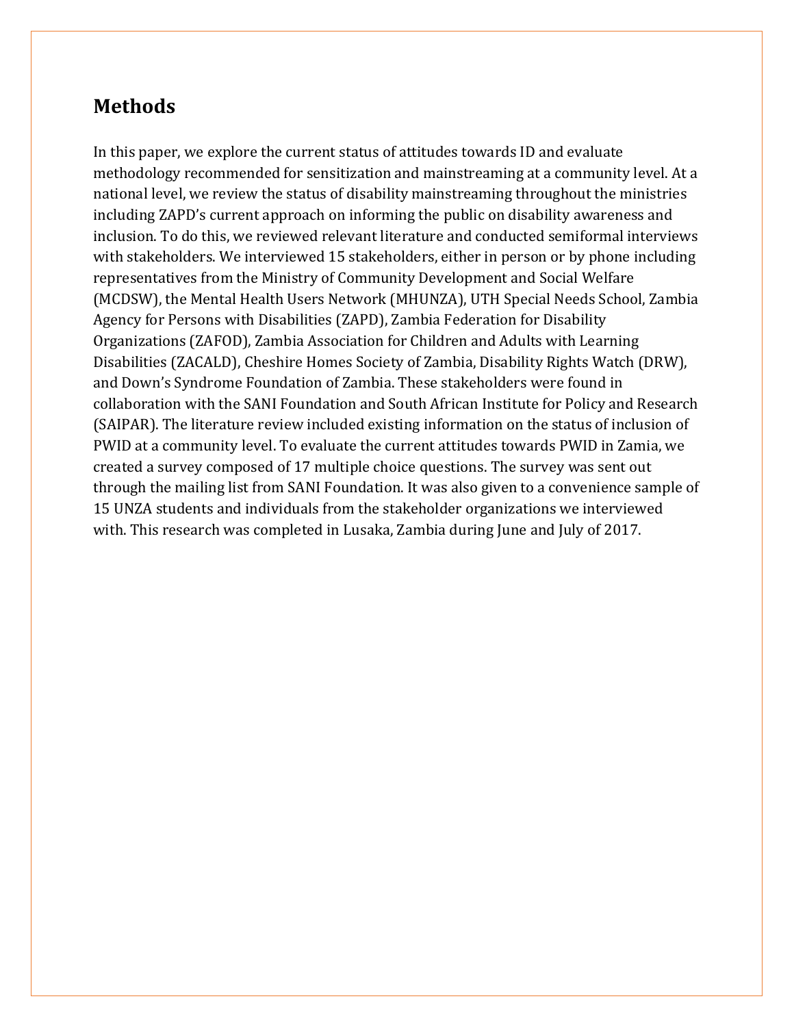## Methods

In this paper, we explore the current status of attitudes towards ID and evaluate methodology recommended for sensitization and mainstreaming at a community level. At a national level, we review the status of disability mainstreaming throughout the ministries including ZAPD's current approach on informing the public on disability awareness and inclusion. To do this, we reviewed relevant literature and conducted semiformal interviews with stakeholders. We interviewed 15 stakeholders, either in person or by phone including representatives from the Ministry of Community Development and Social Welfare (MCDSW), the Mental Health Users Network (MHUNZA), UTH Special Needs School, Zambia Agency for Persons with Disabilities (ZAPD), Zambia Federation for Disability Organizations (ZAFOD), Zambia Association for Children and Adults with Learning Disabilities (ZACALD), Cheshire Homes Society of Zambia, Disability Rights Watch (DRW), and Down's Syndrome Foundation of Zambia. These stakeholders were found in collaboration with the SANI Foundation and South African Institute for Policy and Research (SAIPAR). The literature review included existing information on the status of inclusion of PWID at a community level. To evaluate the current attitudes towards PWID in Zamia, we created a survey composed of 17 multiple choice questions. The survey was sent out through the mailing list from SANI Foundation. It was also given to a convenience sample of 15 UNZA students and individuals from the stakeholder organizations we interviewed with. This research was completed in Lusaka, Zambia during June and July of 2017.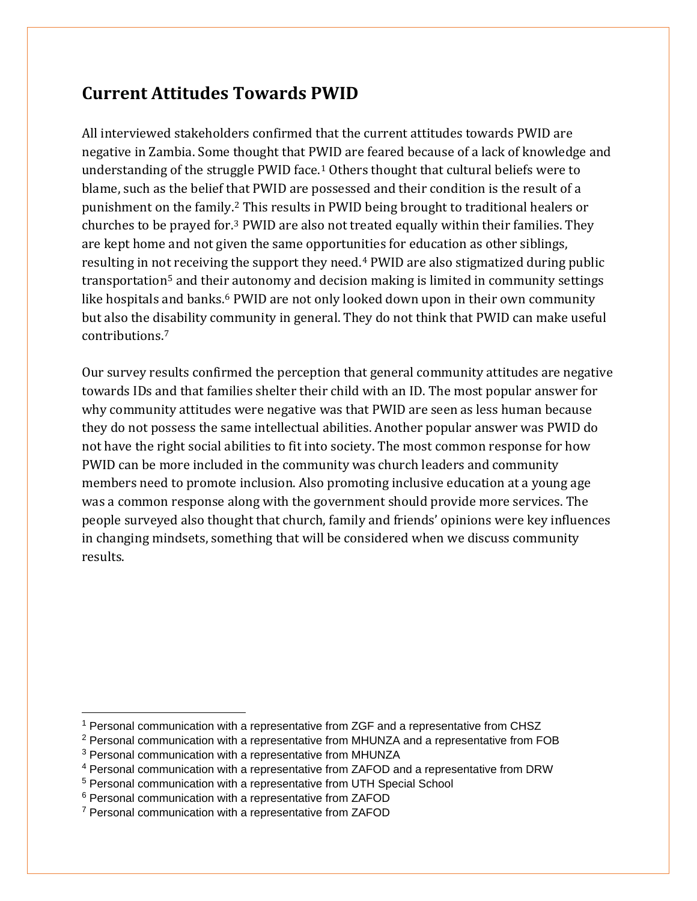## Current Attitudes Towards PWID

All interviewed stakeholders confirmed that the current attitudes towards PWID are negative in Zambia. Some thought that PWID are feared because of a lack of knowledge and understanding of the struggle PWID face.[1] Others thought that cultural beliefs were to blame, such as the belief that PWID are possessed and their condition is the result of a punishment on the family.[2] This results in PWID being brought to traditional healers or churches to be prayed for.[3] PWID are also not treated equally within their families. They are kept home and not given the same opportunities for education as other siblings, resulting in not receiving the support they need.[4] PWID are also stigmatized during public transportation[5] and their autonomy and decision making is limited in community settings like hospitals and banks.[6] PWID are not only looked down upon in their own community but also the disability community in general. They do not think that PWID can make useful contributions.[7]

Our survey results confirmed the perception that general community attitudes are negative towards IDs and that families shelter their child with an ID. The most popular answer for why community attitudes were negative was that PWID are seen as less human because they do not possess the same intellectual abilities. Another popular answer was PWID do not have the right social abilities to fit into society. The most common response for how PWID can be more included in the community was church leaders and community members need to promote inclusion. Also promoting inclusive education at a young age was a common response along with the government should provide more services. The people surveyed also thought that church, family and friends' opinions were key influences in changing mindsets, something that will be considered when we discuss community results.

---

[1] Personal communication with a representative from ZGF and a representative from CHSZ

[2] Personal communication with a representative from MHUNZA and a representative from FOB

[3] Personal communication with a representative from MHUNZA

[4] Personal communication with a representative from ZAFOD and a representative from DRW

[5] Personal communication with a representative from UTH Special School

[6] Personal communication with a representative from ZAFOD

[7] Personal communication with a representative from ZAFOD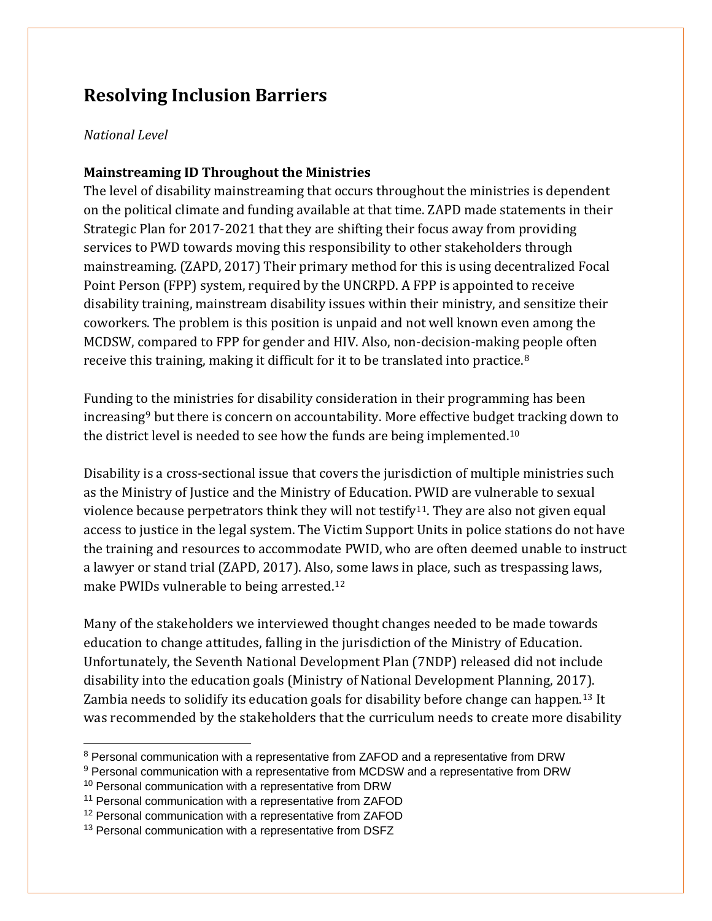# Resolving Inclusion Barriers

*National Level*

**Mainstreaming ID Throughout the Ministries**

The level of disability mainstreaming that occurs throughout the ministries is dependent on the political climate and funding available at that time. ZAPD made statements in their Strategic Plan for 2017-2021 that they are shifting their focus away from providing services to PWD towards moving this responsibility to other stakeholders through mainstreaming. (ZAPD, 2017) Their primary method for this is using decentralized Focal Point Person (FPP) system, required by the UNCRPD. A FPP is appointed to receive disability training, mainstream disability issues within their ministry, and sensitize their coworkers. The problem is this position is unpaid and not well known even among the MCDSW, compared to FPP for gender and HIV. Also, non-decision-making people often receive this training, making it difficult for it to be translated into practice.[8]

Funding to the ministries for disability consideration in their programming has been increasing[9] but there is concern on accountability. More effective budget tracking down to the district level is needed to see how the funds are being implemented.[10]

Disability is a cross-sectional issue that covers the jurisdiction of multiple ministries such as the Ministry of Justice and the Ministry of Education. PWID are vulnerable to sexual violence because perpetrators think they will not testify[11]. They are also not given equal access to justice in the legal system. The Victim Support Units in police stations do not have the training and resources to accommodate PWID, who are often deemed unable to instruct a lawyer or stand trial (ZAPD, 2017). Also, some laws in place, such as trespassing laws, make PWIDs vulnerable to being arrested.[12]

Many of the stakeholders we interviewed thought changes needed to be made towards education to change attitudes, falling in the jurisdiction of the Ministry of Education. Unfortunately, the Seventh National Development Plan (7NDP) released did not include disability into the education goals (Ministry of National Development Planning, 2017). Zambia needs to solidify its education goals for disability before change can happen.[13] It was recommended by the stakeholders that the curriculum needs to create more disability

---

[8] Personal communication with a representative from ZAFOD and a representative from DRW

[9] Personal communication with a representative from MCDSW and a representative from DRW

[10] Personal communication with a representative from DRW

[11] Personal communication with a representative from ZAFOD

[12] Personal communication with a representative from ZAFOD

[13] Personal communication with a representative from DSFZ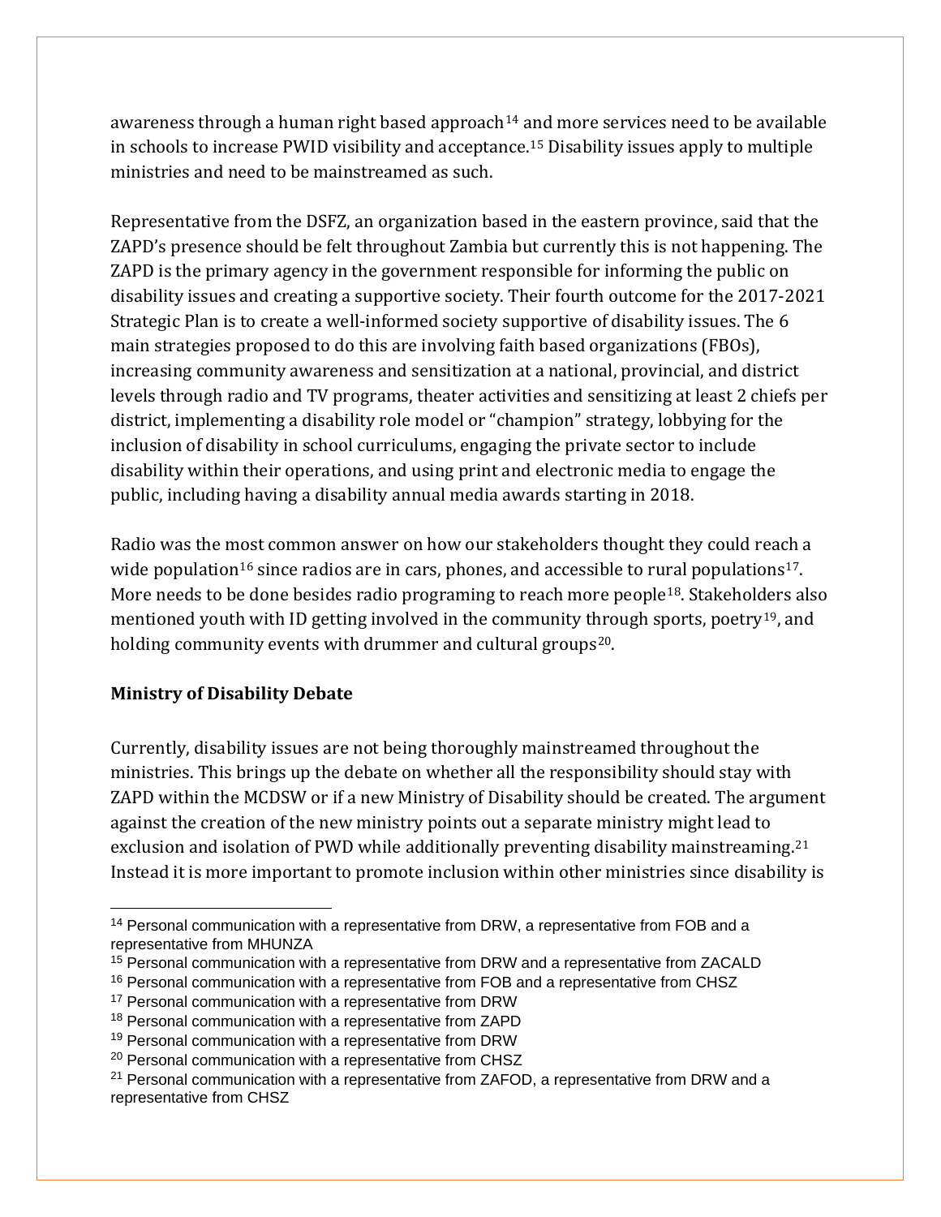awareness through a human right based approach[14] and more services need to be available in schools to increase PWID visibility and acceptance.[15] Disability issues apply to multiple ministries and need to be mainstreamed as such.

Representative from the DSFZ, an organization based in the eastern province, said that the ZAPD's presence should be felt throughout Zambia but currently this is not happening. The ZAPD is the primary agency in the government responsible for informing the public on disability issues and creating a supportive society. Their fourth outcome for the 2017-2021 Strategic Plan is to create a well-informed society supportive of disability issues. The 6 main strategies proposed to do this are involving faith based organizations (FBOs), increasing community awareness and sensitization at a national, provincial, and district levels through radio and TV programs, theater activities and sensitizing at least 2 chiefs per district, implementing a disability role model or "champion" strategy, lobbying for the inclusion of disability in school curriculums, engaging the private sector to include disability within their operations, and using print and electronic media to engage the public, including having a disability annual media awards starting in 2018.

Radio was the most common answer on how our stakeholders thought they could reach a wide population[16] since radios are in cars, phones, and accessible to rural populations[17]. More needs to be done besides radio programing to reach more people[18]. Stakeholders also mentioned youth with ID getting involved in the community through sports, poetry[19], and holding community events with drummer and cultural groups[20].

**Ministry of Disability Debate**

Currently, disability issues are not being thoroughly mainstreamed throughout the ministries. This brings up the debate on whether all the responsibility should stay with ZAPD within the MCDSW or if a new Ministry of Disability should be created. The argument against the creation of the new ministry points out a separate ministry might lead to exclusion and isolation of PWD while additionally preventing disability mainstreaming.[21] Instead it is more important to promote inclusion within other ministries since disability is

---

[14] Personal communication with a representative from DRW, a representative from FOB and a representative from MHUNZA

[15] Personal communication with a representative from DRW and a representative from ZACALD

[16] Personal communication with a representative from FOB and a representative from CHSZ

[17] Personal communication with a representative from DRW

[18] Personal communication with a representative from ZAPD

[19] Personal communication with a representative from DRW

[20] Personal communication with a representative from CHSZ

[21] Personal communication with a representative from ZAFOD, a representative from DRW and a representative from CHSZ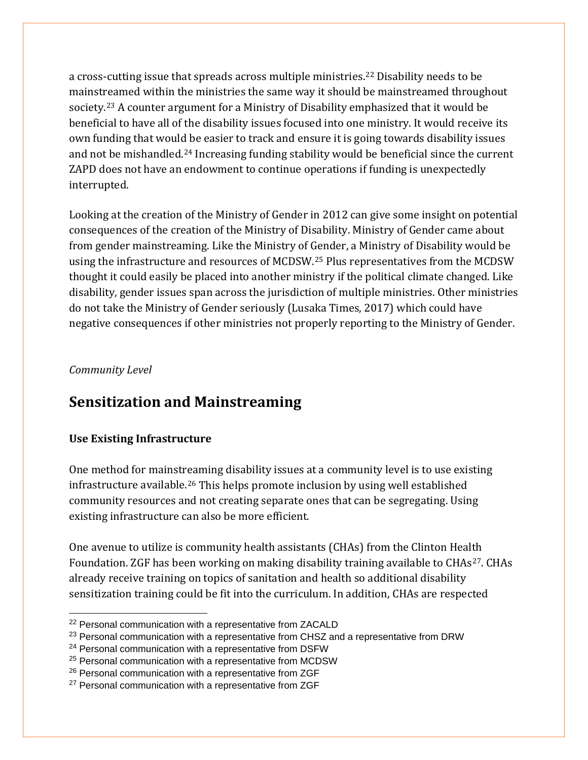a cross-cutting issue that spreads across multiple ministries.[22] Disability needs to be mainstreamed within the ministries the same way it should be mainstreamed throughout society.[23] A counter argument for a Ministry of Disability emphasized that it would be beneficial to have all of the disability issues focused into one ministry. It would receive its own funding that would be easier to track and ensure it is going towards disability issues and not be mishandled.[24] Increasing funding stability would be beneficial since the current ZAPD does not have an endowment to continue operations if funding is unexpectedly interrupted.

Looking at the creation of the Ministry of Gender in 2012 can give some insight on potential consequences of the creation of the Ministry of Disability. Ministry of Gender came about from gender mainstreaming. Like the Ministry of Gender, a Ministry of Disability would be using the infrastructure and resources of MCDSW.[25] Plus representatives from the MCDSW thought it could easily be placed into another ministry if the political climate changed. Like disability, gender issues span across the jurisdiction of multiple ministries. Other ministries do not take the Ministry of Gender seriously (Lusaka Times, 2017) which could have negative consequences if other ministries not properly reporting to the Ministry of Gender.

*Community Level*

## Sensitization and Mainstreaming

### Use Existing Infrastructure

One method for mainstreaming disability issues at a community level is to use existing infrastructure available.[26] This helps promote inclusion by using well established community resources and not creating separate ones that can be segregating. Using existing infrastructure can also be more efficient.

One avenue to utilize is community health assistants (CHAs) from the Clinton Health Foundation. ZGF has been working on making disability training available to CHAs[27]. CHAs already receive training on topics of sanitation and health so additional disability sensitization training could be fit into the curriculum. In addition, CHAs are respected

---

[22] Personal communication with a representative from ZACALD

[23] Personal communication with a representative from CHSZ and a representative from DRW

[24] Personal communication with a representative from DSFW

[25] Personal communication with a representative from MCDSW

[26] Personal communication with a representative from ZGF

[27] Personal communication with a representative from ZGF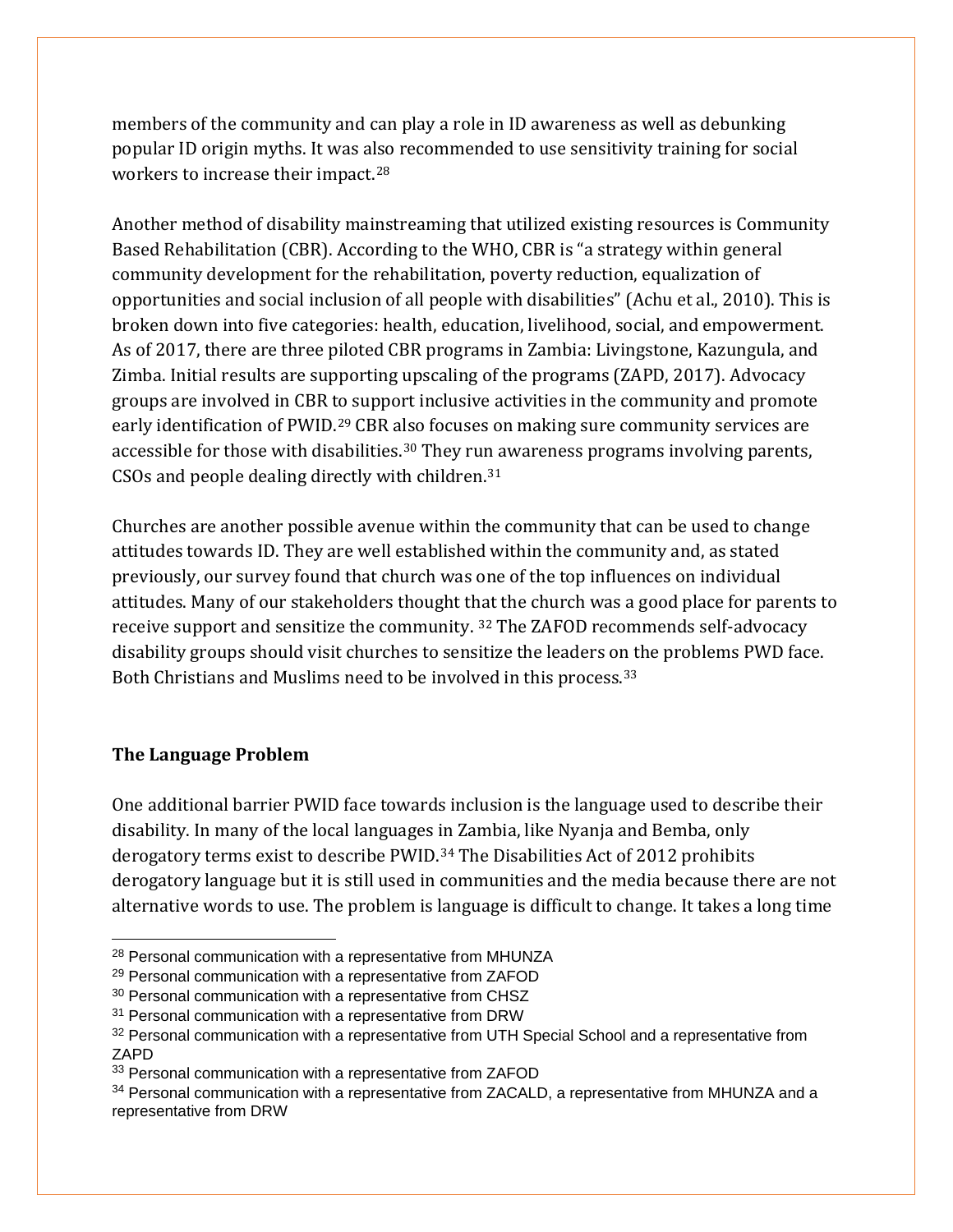members of the community and can play a role in ID awareness as well as debunking popular ID origin myths. It was also recommended to use sensitivity training for social workers to increase their impact.[28]

Another method of disability mainstreaming that utilized existing resources is Community Based Rehabilitation (CBR). According to the WHO, CBR is "a strategy within general community development for the rehabilitation, poverty reduction, equalization of opportunities and social inclusion of all people with disabilities" (Achu et al., 2010). This is broken down into five categories: health, education, livelihood, social, and empowerment. As of 2017, there are three piloted CBR programs in Zambia: Livingstone, Kazungula, and Zimba. Initial results are supporting upscaling of the programs (ZAPD, 2017). Advocacy groups are involved in CBR to support inclusive activities in the community and promote early identification of PWID.[29] CBR also focuses on making sure community services are accessible for those with disabilities.[30] They run awareness programs involving parents, CSOs and people dealing directly with children.[31]

Churches are another possible avenue within the community that can be used to change attitudes towards ID. They are well established within the community and, as stated previously, our survey found that church was one of the top influences on individual attitudes. Many of our stakeholders thought that the church was a good place for parents to receive support and sensitize the community. [32] The ZAFOD recommends self-advocacy disability groups should visit churches to sensitize the leaders on the problems PWD face. Both Christians and Muslims need to be involved in this process.[33]

## The Language Problem

One additional barrier PWID face towards inclusion is the language used to describe their disability. In many of the local languages in Zambia, like Nyanja and Bemba, only derogatory terms exist to describe PWID.[34] The Disabilities Act of 2012 prohibits derogatory language but it is still used in communities and the media because there are not alternative words to use. The problem is language is difficult to change. It takes a long time

---

[28] Personal communication with a representative from MHUNZA

[29] Personal communication with a representative from ZAFOD

[30] Personal communication with a representative from CHSZ

[31] Personal communication with a representative from DRW

[32] Personal communication with a representative from UTH Special School and a representative from ZAPD

[33] Personal communication with a representative from ZAFOD

[34] Personal communication with a representative from ZACALD, a representative from MHUNZA and a representative from DRW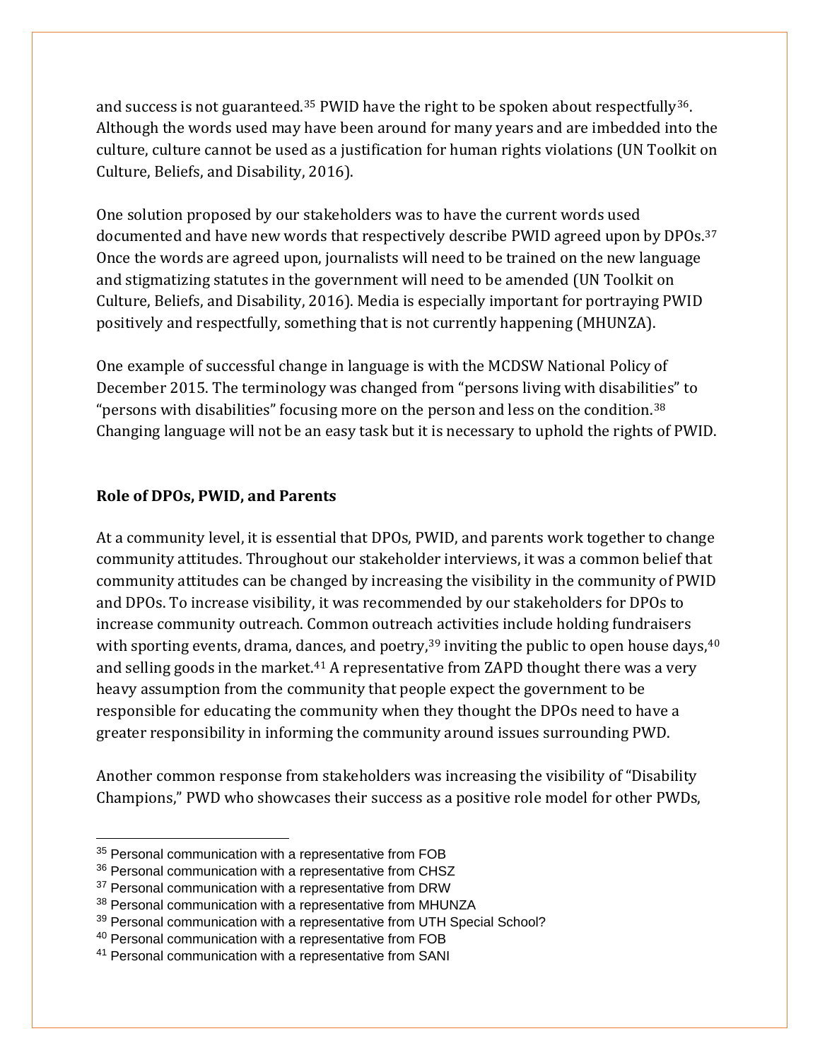and success is not guaranteed.[35] PWID have the right to be spoken about respectfully[36]. Although the words used may have been around for many years and are imbedded into the culture, culture cannot be used as a justification for human rights violations (UN Toolkit on Culture, Beliefs, and Disability, 2016).

One solution proposed by our stakeholders was to have the current words used documented and have new words that respectively describe PWID agreed upon by DPOs.[37] Once the words are agreed upon, journalists will need to be trained on the new language and stigmatizing statutes in the government will need to be amended (UN Toolkit on Culture, Beliefs, and Disability, 2016). Media is especially important for portraying PWID positively and respectfully, something that is not currently happening (MHUNZA).

One example of successful change in language is with the MCDSW National Policy of December 2015. The terminology was changed from "persons living with disabilities" to "persons with disabilities" focusing more on the person and less on the condition.[38] Changing language will not be an easy task but it is necessary to uphold the rights of PWID.

**Role of DPOs, PWID, and Parents**

At a community level, it is essential that DPOs, PWID, and parents work together to change community attitudes. Throughout our stakeholder interviews, it was a common belief that community attitudes can be changed by increasing the visibility in the community of PWID and DPOs. To increase visibility, it was recommended by our stakeholders for DPOs to increase community outreach. Common outreach activities include holding fundraisers with sporting events, drama, dances, and poetry,[39] inviting the public to open house days,[40] and selling goods in the market.[41] A representative from ZAPD thought there was a very heavy assumption from the community that people expect the government to be responsible for educating the community when they thought the DPOs need to have a greater responsibility in informing the community around issues surrounding PWD.

Another common response from stakeholders was increasing the visibility of "Disability Champions," PWD who showcases their success as a positive role model for other PWDs,

---

[35] Personal communication with a representative from FOB
[36] Personal communication with a representative from CHSZ
[37] Personal communication with a representative from DRW
[38] Personal communication with a representative from MHUNZA
[39] Personal communication with a representative from UTH Special School?
[40] Personal communication with a representative from FOB
[41] Personal communication with a representative from SANI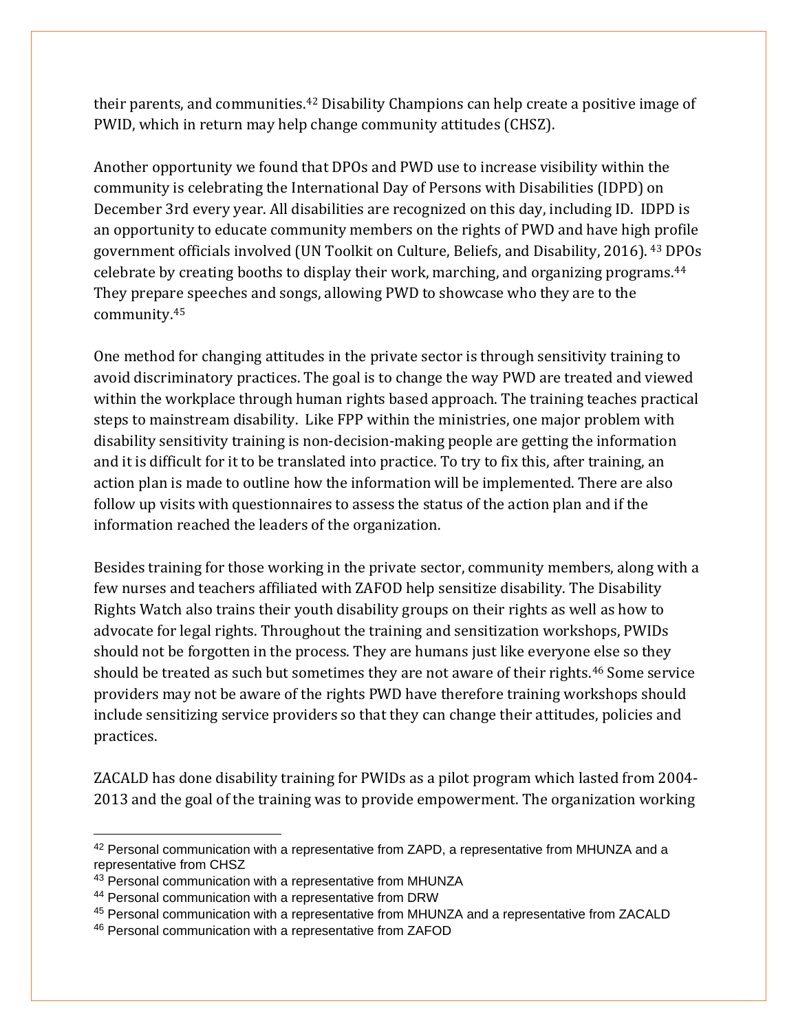their parents, and communities.[42] Disability Champions can help create a positive image of PWID, which in return may help change community attitudes (CHSZ).

Another opportunity we found that DPOs and PWD use to increase visibility within the community is celebrating the International Day of Persons with Disabilities (IDPD) on December 3rd every year. All disabilities are recognized on this day, including ID. IDPD is an opportunity to educate community members on the rights of PWD and have high profile government officials involved (UN Toolkit on Culture, Beliefs, and Disability, 2016).[43] DPOs celebrate by creating booths to display their work, marching, and organizing programs.[44] They prepare speeches and songs, allowing PWD to showcase who they are to the community.[45]

One method for changing attitudes in the private sector is through sensitivity training to avoid discriminatory practices. The goal is to change the way PWD are treated and viewed within the workplace through human rights based approach. The training teaches practical steps to mainstream disability. Like FPP within the ministries, one major problem with disability sensitivity training is non-decision-making people are getting the information and it is difficult for it to be translated into practice. To try to fix this, after training, an action plan is made to outline how the information will be implemented. There are also follow up visits with questionnaires to assess the status of the action plan and if the information reached the leaders of the organization.

Besides training for those working in the private sector, community members, along with a few nurses and teachers affiliated with ZAFOD help sensitize disability. The Disability Rights Watch also trains their youth disability groups on their rights as well as how to advocate for legal rights. Throughout the training and sensitization workshops, PWIDs should not be forgotten in the process. They are humans just like everyone else so they should be treated as such but sometimes they are not aware of their rights.[46] Some service providers may not be aware of the rights PWD have therefore training workshops should include sensitizing service providers so that they can change their attitudes, policies and practices.

ZACALD has done disability training for PWIDs as a pilot program which lasted from 2004-2013 and the goal of the training was to provide empowerment. The organization working

---

[42] Personal communication with a representative from ZAPD, a representative from MHUNZA and a representative from CHSZ

[43] Personal communication with a representative from MHUNZA

[44] Personal communication with a representative from DRW

[45] Personal communication with a representative from MHUNZA and a representative from ZACALD

[46] Personal communication with a representative from ZAFOD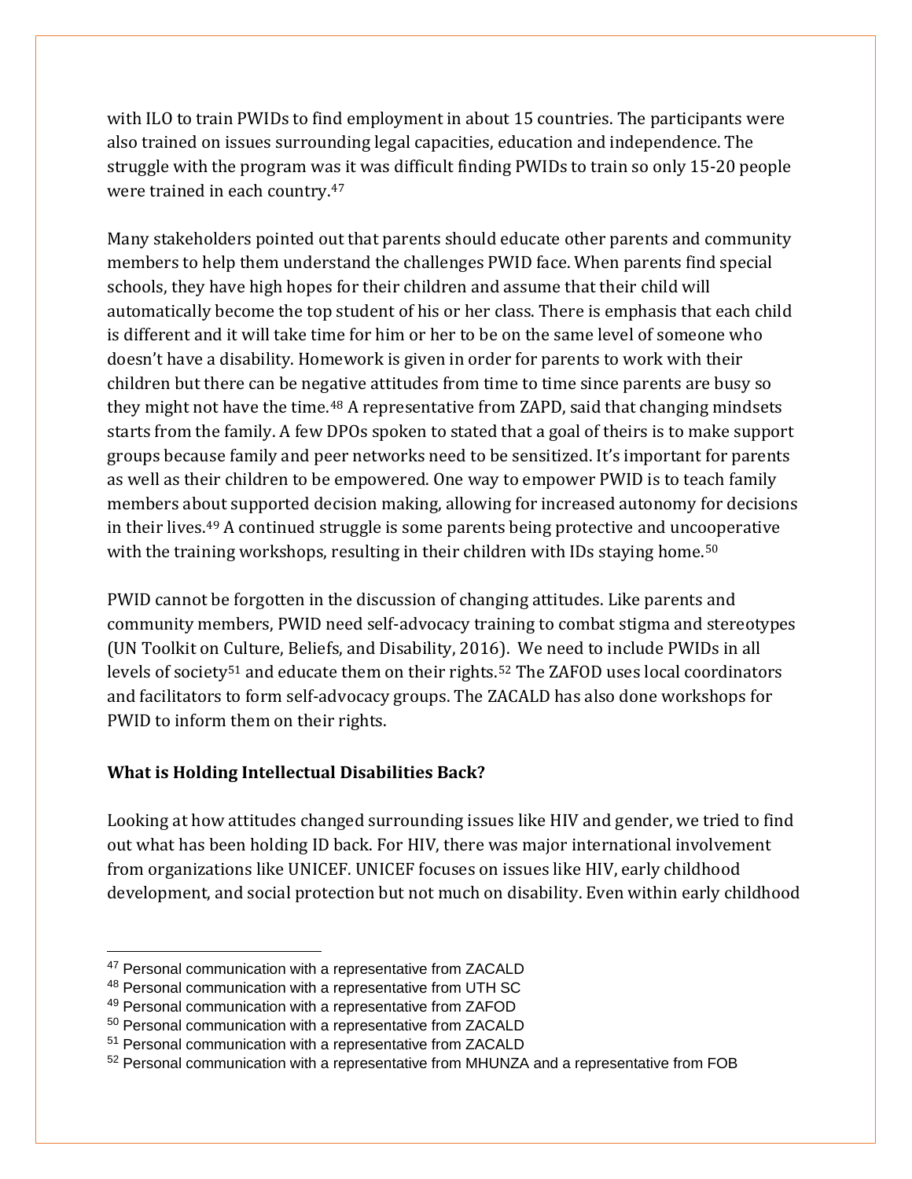with ILO to train PWIDs to find employment in about 15 countries. The participants were also trained on issues surrounding legal capacities, education and independence. The struggle with the program was it was difficult finding PWIDs to train so only 15-20 people were trained in each country.[47]

Many stakeholders pointed out that parents should educate other parents and community members to help them understand the challenges PWID face. When parents find special schools, they have high hopes for their children and assume that their child will automatically become the top student of his or her class. There is emphasis that each child is different and it will take time for him or her to be on the same level of someone who doesn't have a disability. Homework is given in order for parents to work with their children but there can be negative attitudes from time to time since parents are busy so they might not have the time.[48] A representative from ZAPD, said that changing mindsets starts from the family. A few DPOs spoken to stated that a goal of theirs is to make support groups because family and peer networks need to be sensitized. It's important for parents as well as their children to be empowered. One way to empower PWID is to teach family members about supported decision making, allowing for increased autonomy for decisions in their lives.[49] A continued struggle is some parents being protective and uncooperative with the training workshops, resulting in their children with IDs staying home.[50]

PWID cannot be forgotten in the discussion of changing attitudes. Like parents and community members, PWID need self-advocacy training to combat stigma and stereotypes (UN Toolkit on Culture, Beliefs, and Disability, 2016). We need to include PWIDs in all levels of society[51] and educate them on their rights.[52] The ZAFOD uses local coordinators and facilitators to form self-advocacy groups. The ZACALD has also done workshops for PWID to inform them on their rights.

**What is Holding Intellectual Disabilities Back?**

Looking at how attitudes changed surrounding issues like HIV and gender, we tried to find out what has been holding ID back. For HIV, there was major international involvement from organizations like UNICEF. UNICEF focuses on issues like HIV, early childhood development, and social protection but not much on disability. Even within early childhood

[47] Personal communication with a representative from ZACALD
[48] Personal communication with a representative from UTH SC
[49] Personal communication with a representative from ZAFOD
[50] Personal communication with a representative from ZACALD
[51] Personal communication with a representative from ZACALD
[52] Personal communication with a representative from MHUNZA and a representative from FOB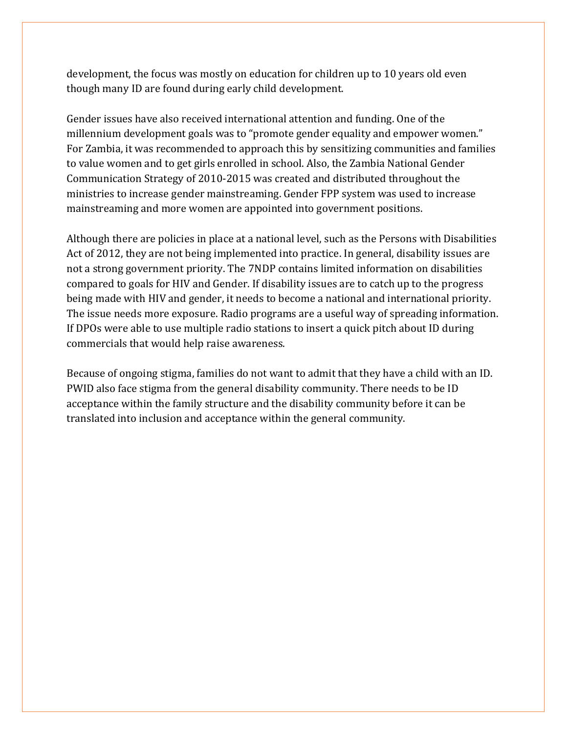development, the focus was mostly on education for children up to 10 years old even though many ID are found during early child development.

Gender issues have also received international attention and funding. One of the millennium development goals was to "promote gender equality and empower women." For Zambia, it was recommended to approach this by sensitizing communities and families to value women and to get girls enrolled in school. Also, the Zambia National Gender Communication Strategy of 2010-2015 was created and distributed throughout the ministries to increase gender mainstreaming. Gender FPP system was used to increase mainstreaming and more women are appointed into government positions.

Although there are policies in place at a national level, such as the Persons with Disabilities Act of 2012, they are not being implemented into practice. In general, disability issues are not a strong government priority. The 7NDP contains limited information on disabilities compared to goals for HIV and Gender. If disability issues are to catch up to the progress being made with HIV and gender, it needs to become a national and international priority. The issue needs more exposure. Radio programs are a useful way of spreading information. If DPOs were able to use multiple radio stations to insert a quick pitch about ID during commercials that would help raise awareness.

Because of ongoing stigma, families do not want to admit that they have a child with an ID. PWID also face stigma from the general disability community. There needs to be ID acceptance within the family structure and the disability community before it can be translated into inclusion and acceptance within the general community.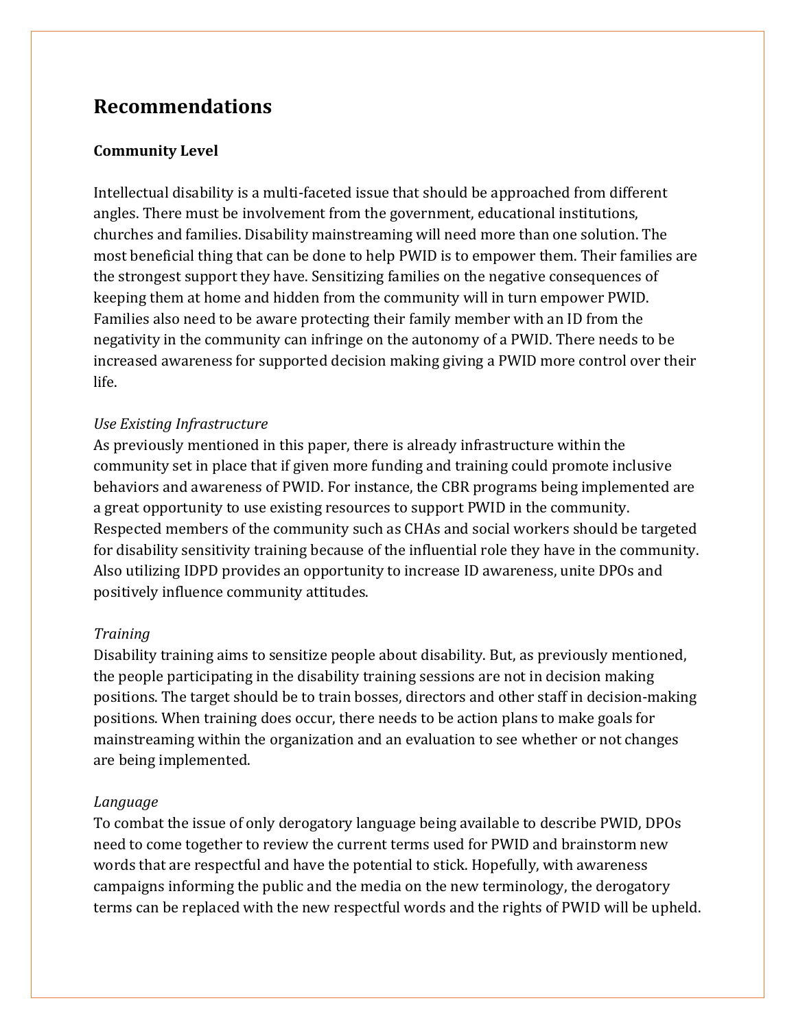## Recommendations

### Community Level

Intellectual disability is a multi-faceted issue that should be approached from different angles. There must be involvement from the government, educational institutions, churches and families. Disability mainstreaming will need more than one solution. The most beneficial thing that can be done to help PWID is to empower them. Their families are the strongest support they have. Sensitizing families on the negative consequences of keeping them at home and hidden from the community will in turn empower PWID. Families also need to be aware protecting their family member with an ID from the negativity in the community can infringe on the autonomy of a PWID. There needs to be increased awareness for supported decision making giving a PWID more control over their life.

*Use Existing Infrastructure*

As previously mentioned in this paper, there is already infrastructure within the community set in place that if given more funding and training could promote inclusive behaviors and awareness of PWID. For instance, the CBR programs being implemented are a great opportunity to use existing resources to support PWID in the community. Respected members of the community such as CHAs and social workers should be targeted for disability sensitivity training because of the influential role they have in the community. Also utilizing IDPD provides an opportunity to increase ID awareness, unite DPOs and positively influence community attitudes.

*Training*

Disability training aims to sensitize people about disability. But, as previously mentioned, the people participating in the disability training sessions are not in decision making positions. The target should be to train bosses, directors and other staff in decision-making positions. When training does occur, there needs to be action plans to make goals for mainstreaming within the organization and an evaluation to see whether or not changes are being implemented.

*Language*

To combat the issue of only derogatory language being available to describe PWID, DPOs need to come together to review the current terms used for PWID and brainstorm new words that are respectful and have the potential to stick. Hopefully, with awareness campaigns informing the public and the media on the new terminology, the derogatory terms can be replaced with the new respectful words and the rights of PWID will be upheld.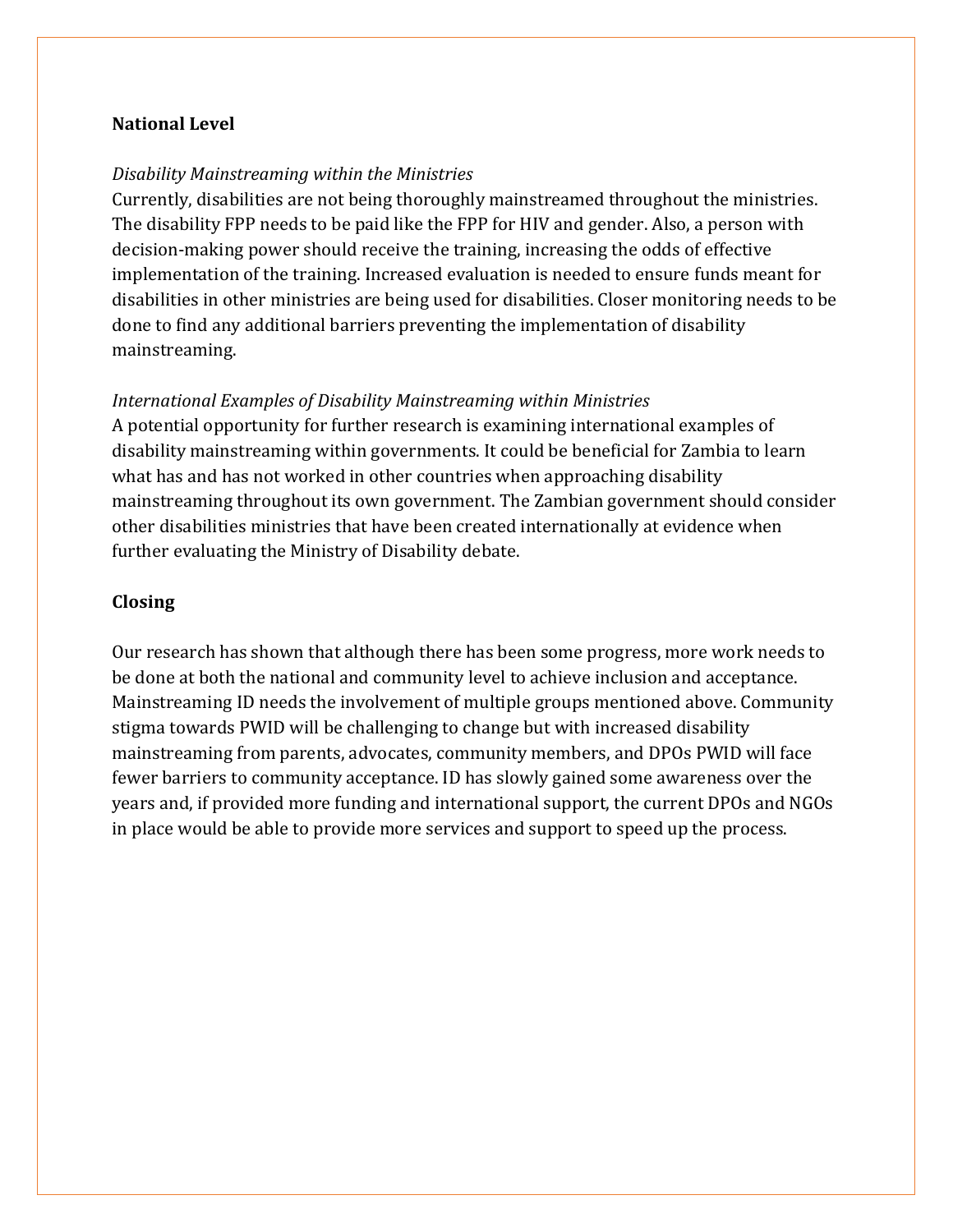**National Level**

*Disability Mainstreaming within the Ministries*

Currently, disabilities are not being thoroughly mainstreamed throughout the ministries. The disability FPP needs to be paid like the FPP for HIV and gender. Also, a person with decision-making power should receive the training, increasing the odds of effective implementation of the training. Increased evaluation is needed to ensure funds meant for disabilities in other ministries are being used for disabilities. Closer monitoring needs to be done to find any additional barriers preventing the implementation of disability mainstreaming.

*International Examples of Disability Mainstreaming within Ministries*

A potential opportunity for further research is examining international examples of disability mainstreaming within governments. It could be beneficial for Zambia to learn what has and has not worked in other countries when approaching disability mainstreaming throughout its own government. The Zambian government should consider other disabilities ministries that have been created internationally at evidence when further evaluating the Ministry of Disability debate.

**Closing**

Our research has shown that although there has been some progress, more work needs to be done at both the national and community level to achieve inclusion and acceptance. Mainstreaming ID needs the involvement of multiple groups mentioned above. Community stigma towards PWID will be challenging to change but with increased disability mainstreaming from parents, advocates, community members, and DPOs PWID will face fewer barriers to community acceptance. ID has slowly gained some awareness over the years and, if provided more funding and international support, the current DPOs and NGOs in place would be able to provide more services and support to speed up the process.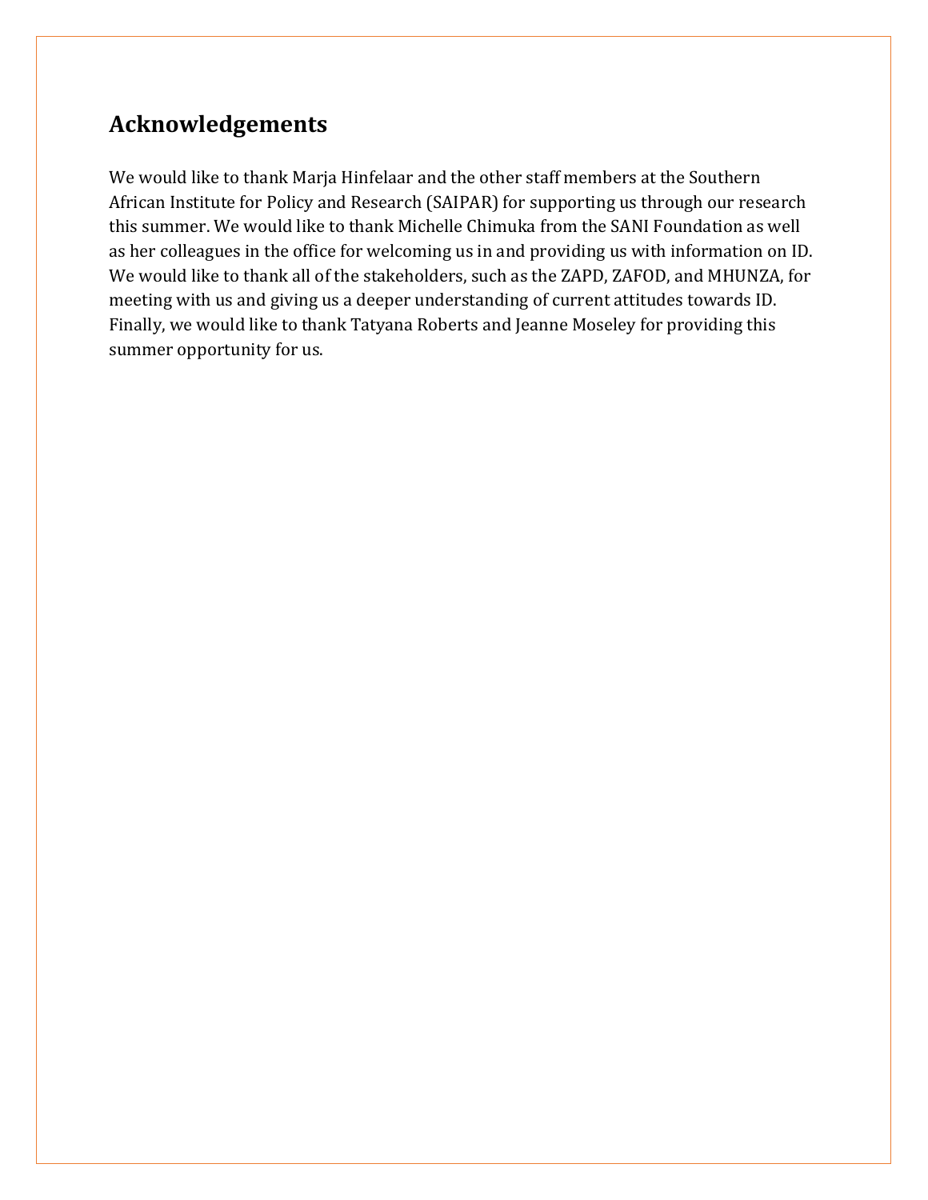## Acknowledgements

We would like to thank Marja Hinfelaar and the other staff members at the Southern African Institute for Policy and Research (SAIPAR) for supporting us through our research this summer. We would like to thank Michelle Chimuka from the SANI Foundation as well as her colleagues in the office for welcoming us in and providing us with information on ID. We would like to thank all of the stakeholders, such as the ZAPD, ZAFOD, and MHUNZA, for meeting with us and giving us a deeper understanding of current attitudes towards ID. Finally, we would like to thank Tatyana Roberts and Jeanne Moseley for providing this summer opportunity for us.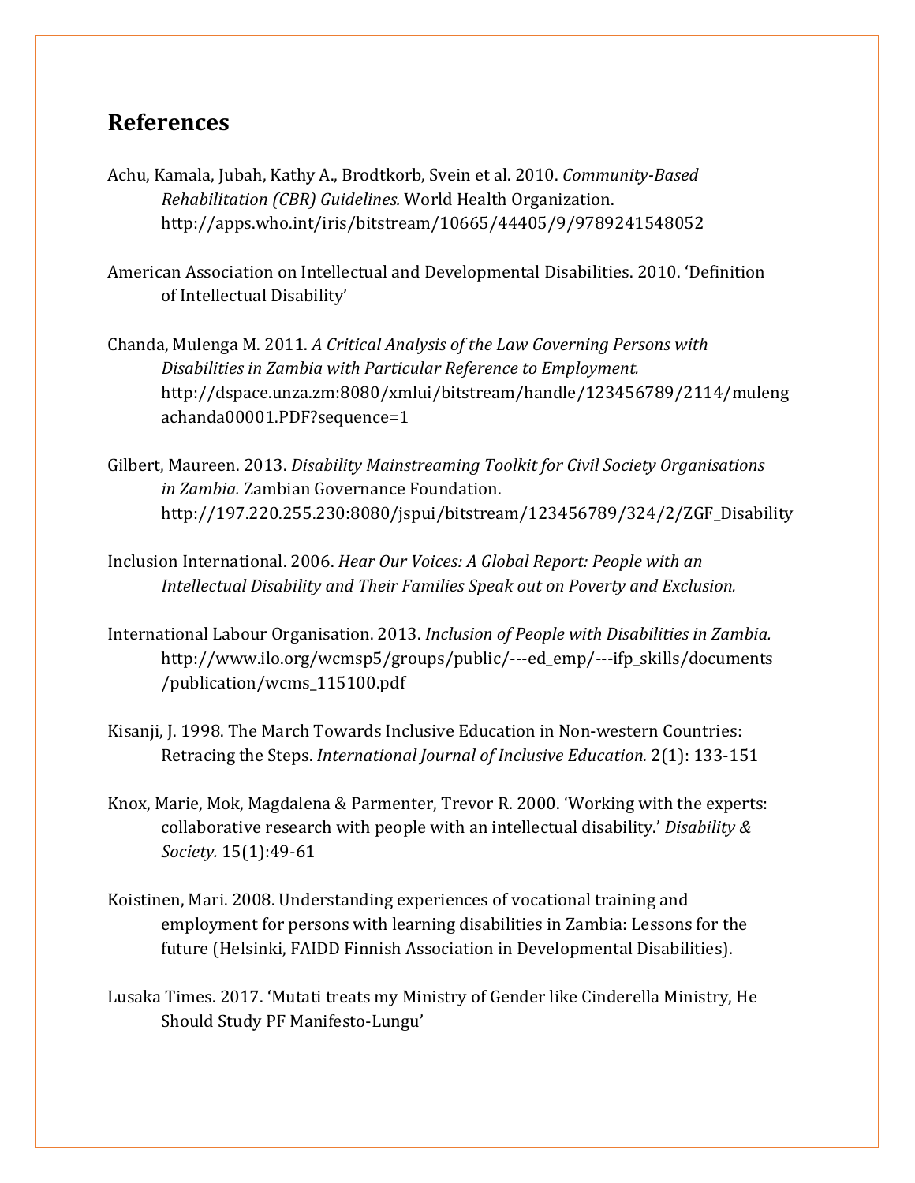## References

Achu, Kamala, Jubah, Kathy A., Brodtkorb, Svein et al. 2010. *Community-Based Rehabilitation (CBR) Guidelines.* World Health Organization. http://apps.who.int/iris/bitstream/10665/44405/9/9789241548052

American Association on Intellectual and Developmental Disabilities. 2010. 'Definition of Intellectual Disability'

Chanda, Mulenga M. 2011. *A Critical Analysis of the Law Governing Persons with Disabilities in Zambia with Particular Reference to Employment.* http://dspace.unza.zm:8080/xmlui/bitstream/handle/123456789/2114/mulengachanda00001.PDF?sequence=1

Gilbert, Maureen. 2013. *Disability Mainstreaming Toolkit for Civil Society Organisations in Zambia.* Zambian Governance Foundation. http://197.220.255.230:8080/jspui/bitstream/123456789/324/2/ZGF_Disability

Inclusion International. 2006. *Hear Our Voices: A Global Report: People with an Intellectual Disability and Their Families Speak out on Poverty and Exclusion.*

International Labour Organisation. 2013. *Inclusion of People with Disabilities in Zambia.* http://www.ilo.org/wcmsp5/groups/public/---ed_emp/---ifp_skills/documents/publication/wcms_115100.pdf

Kisanji, J. 1998. The March Towards Inclusive Education in Non-western Countries: Retracing the Steps. *International Journal of Inclusive Education.* 2(1): 133-151

Knox, Marie, Mok, Magdalena & Parmenter, Trevor R. 2000. 'Working with the experts: collaborative research with people with an intellectual disability.' *Disability & Society.* 15(1):49-61

Koistinen, Mari. 2008. Understanding experiences of vocational training and employment for persons with learning disabilities in Zambia: Lessons for the future (Helsinki, FAIDD Finnish Association in Developmental Disabilities).

Lusaka Times. 2017. 'Mutati treats my Ministry of Gender like Cinderella Ministry, He Should Study PF Manifesto-Lungu'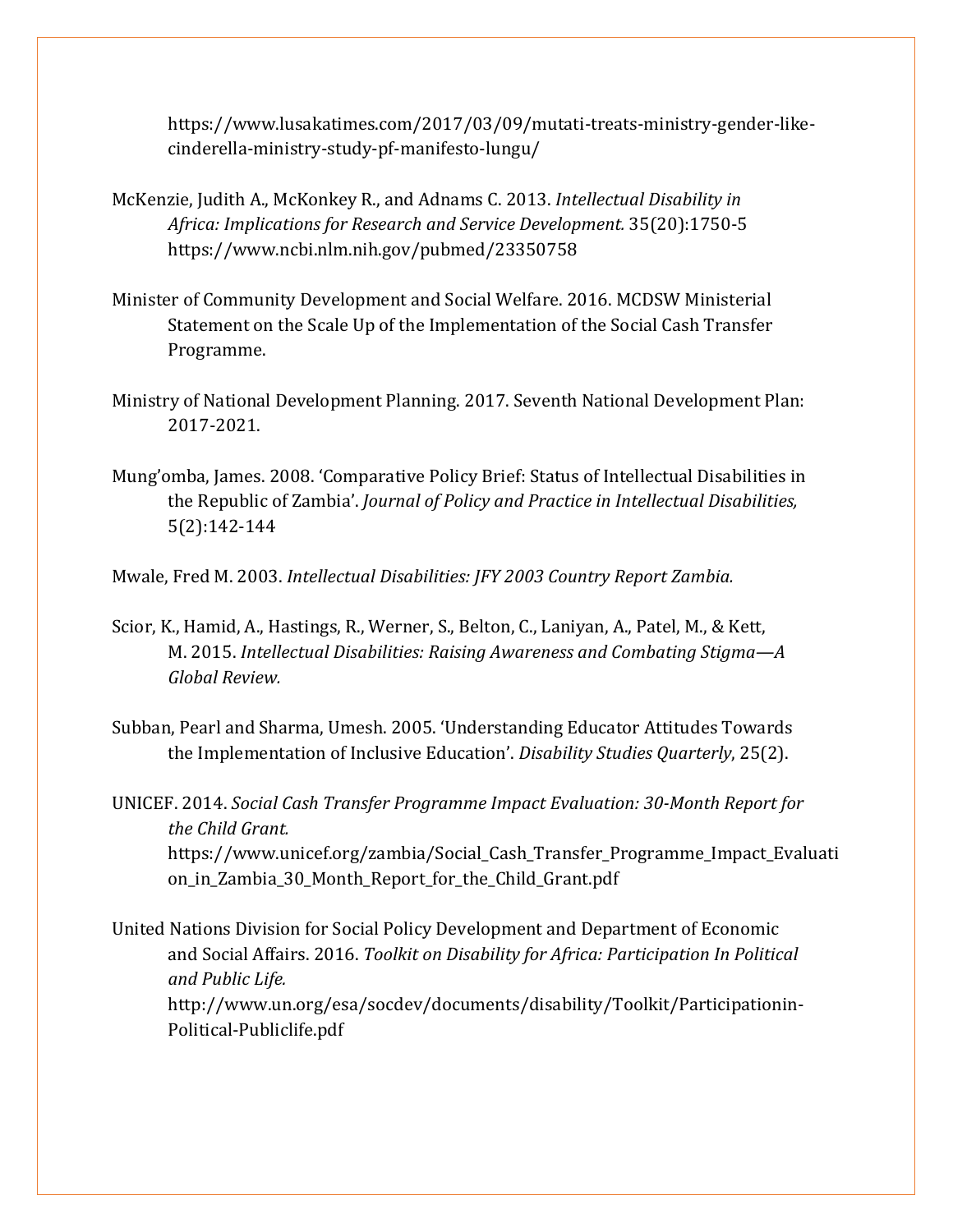https://www.lusakatimes.com/2017/03/09/mutati-treats-ministry-gender-like-cinderella-ministry-study-pf-manifesto-lungu/

McKenzie, Judith A., McKonkey R., and Adnams C. 2013. *Intellectual Disability in Africa: Implications for Research and Service Development.* 35(20):1750-5 https://www.ncbi.nlm.nih.gov/pubmed/23350758

Minister of Community Development and Social Welfare. 2016. MCDSW Ministerial Statement on the Scale Up of the Implementation of the Social Cash Transfer Programme.

Ministry of National Development Planning. 2017. Seventh National Development Plan: 2017-2021.

Mung'omba, James. 2008. 'Comparative Policy Brief: Status of Intellectual Disabilities in the Republic of Zambia'. *Journal of Policy and Practice in Intellectual Disabilities,* 5(2):142-144

Mwale, Fred M. 2003. *Intellectual Disabilities: JFY 2003 Country Report Zambia.*

Scior, K., Hamid, A., Hastings, R., Werner, S., Belton, C., Laniyan, A., Patel, M., & Kett, M. 2015. *Intellectual Disabilities: Raising Awareness and Combating Stigma—A Global Review.*

Subban, Pearl and Sharma, Umesh. 2005. 'Understanding Educator Attitudes Towards the Implementation of Inclusive Education'. *Disability Studies Quarterly*, 25(2).

UNICEF. 2014. *Social Cash Transfer Programme Impact Evaluation: 30-Month Report for the Child Grant.* https://www.unicef.org/zambia/Social_Cash_Transfer_Programme_Impact_Evaluation_in_Zambia_30_Month_Report_for_the_Child_Grant.pdf

United Nations Division for Social Policy Development and Department of Economic and Social Affairs. 2016. *Toolkit on Disability for Africa: Participation In Political and Public Life.* http://www.un.org/esa/socdev/documents/disability/Toolkit/Participationin-Political-Publiclife.pdf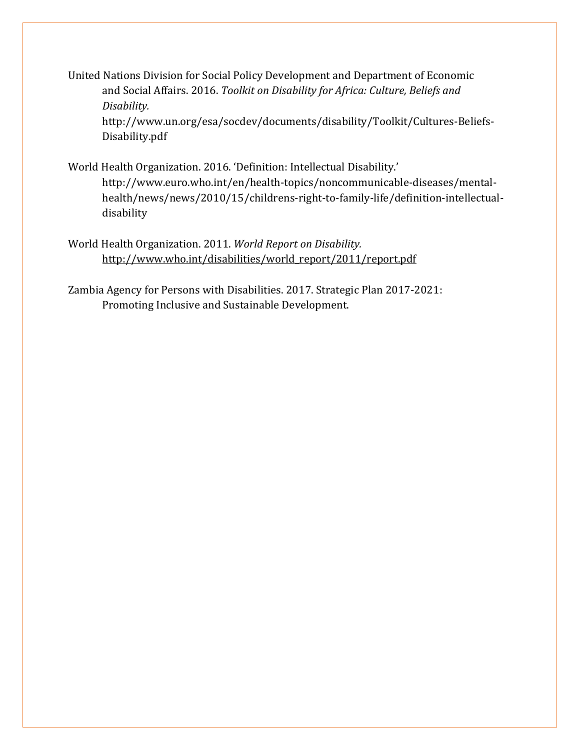United Nations Division for Social Policy Development and Department of Economic and Social Affairs. 2016. *Toolkit on Disability for Africa: Culture, Beliefs and Disability.* http://www.un.org/esa/socdev/documents/disability/Toolkit/Cultures-Beliefs-Disability.pdf

World Health Organization. 2016. 'Definition: Intellectual Disability.' http://www.euro.who.int/en/health-topics/noncommunicable-diseases/mental-health/news/news/2010/15/childrens-right-to-family-life/definition-intellectual-disability

World Health Organization. 2011. *World Report on Disability.* http://www.who.int/disabilities/world_report/2011/report.pdf

Zambia Agency for Persons with Disabilities. 2017. Strategic Plan 2017-2021: Promoting Inclusive and Sustainable Development.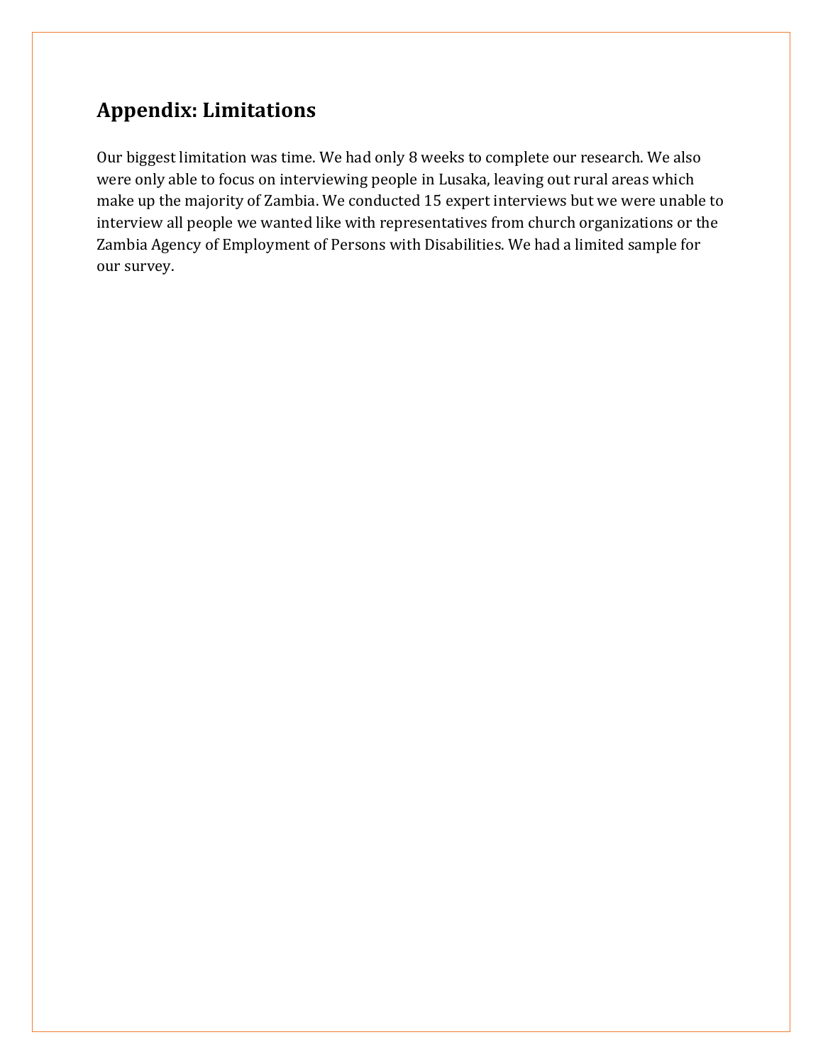## Appendix: Limitations

Our biggest limitation was time. We had only 8 weeks to complete our research. We also were only able to focus on interviewing people in Lusaka, leaving out rural areas which make up the majority of Zambia. We conducted 15 expert interviews but we were unable to interview all people we wanted like with representatives from church organizations or the Zambia Agency of Employment of Persons with Disabilities. We had a limited sample for our survey.